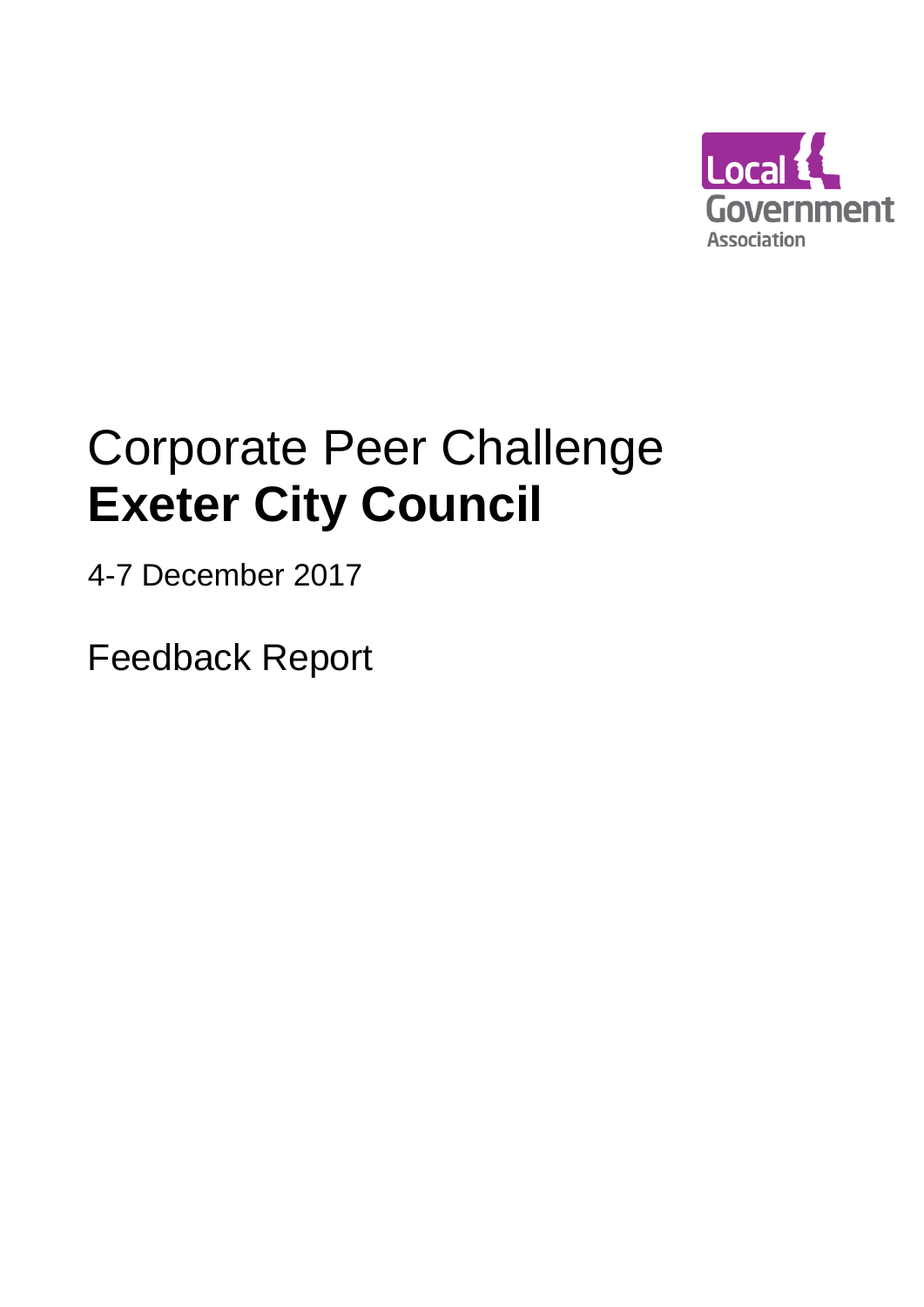Local Government Association

# Corporate Peer Challenge
# **Exeter City Council**

4-7 December 2017

Feedback Report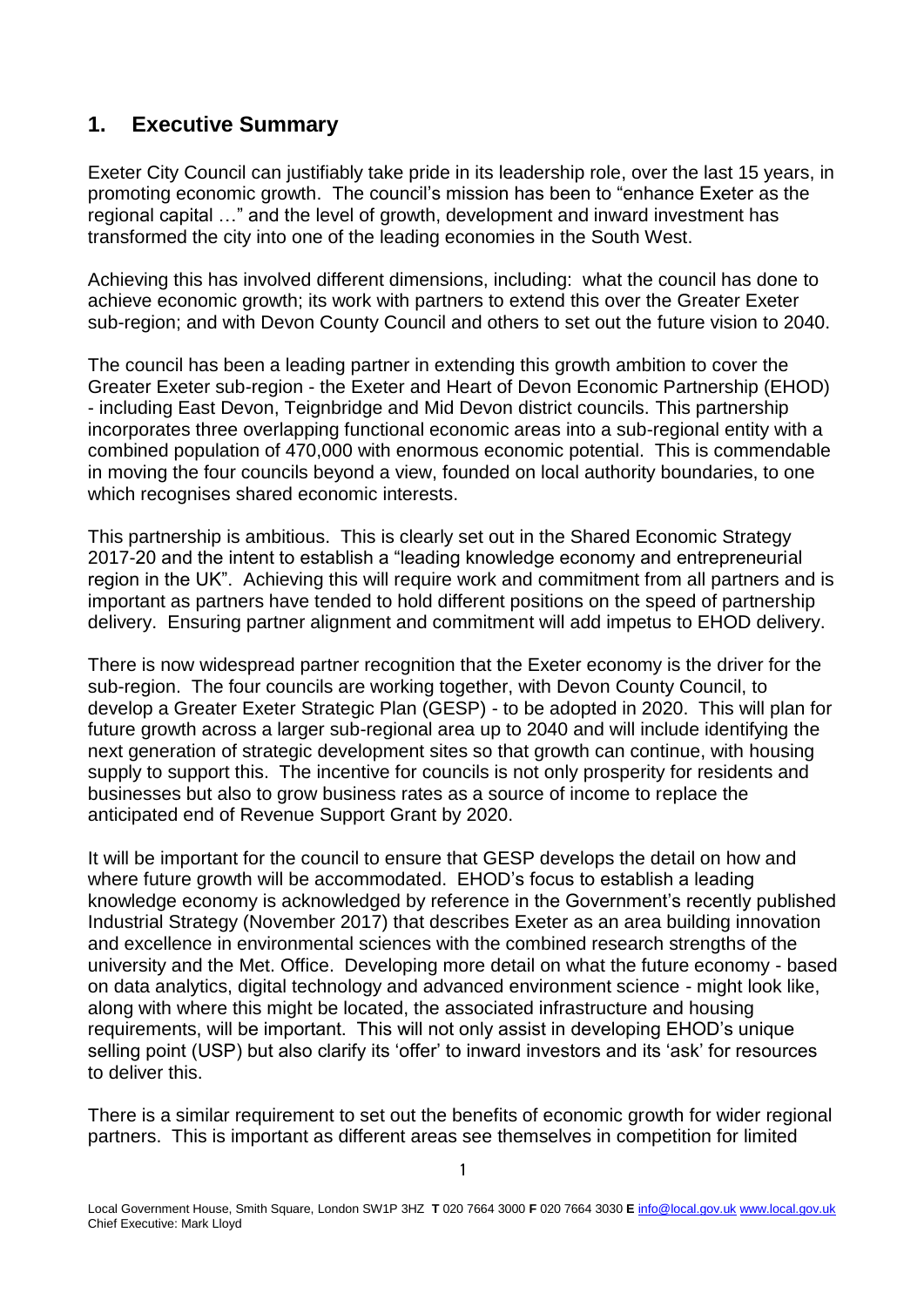## 1. Executive Summary

Exeter City Council can justifiably take pride in its leadership role, over the last 15 years, in promoting economic growth. The council's mission has been to "enhance Exeter as the regional capital …" and the level of growth, development and inward investment has transformed the city into one of the leading economies in the South West.

Achieving this has involved different dimensions, including: what the council has done to achieve economic growth; its work with partners to extend this over the Greater Exeter sub-region; and with Devon County Council and others to set out the future vision to 2040.

The council has been a leading partner in extending this growth ambition to cover the Greater Exeter sub-region - the Exeter and Heart of Devon Economic Partnership (EHOD) - including East Devon, Teignbridge and Mid Devon district councils. This partnership incorporates three overlapping functional economic areas into a sub-regional entity with a combined population of 470,000 with enormous economic potential. This is commendable in moving the four councils beyond a view, founded on local authority boundaries, to one which recognises shared economic interests.

This partnership is ambitious. This is clearly set out in the Shared Economic Strategy 2017-20 and the intent to establish a "leading knowledge economy and entrepreneurial region in the UK". Achieving this will require work and commitment from all partners and is important as partners have tended to hold different positions on the speed of partnership delivery. Ensuring partner alignment and commitment will add impetus to EHOD delivery.

There is now widespread partner recognition that the Exeter economy is the driver for the sub-region. The four councils are working together, with Devon County Council, to develop a Greater Exeter Strategic Plan (GESP) - to be adopted in 2020. This will plan for future growth across a larger sub-regional area up to 2040 and will include identifying the next generation of strategic development sites so that growth can continue, with housing supply to support this. The incentive for councils is not only prosperity for residents and businesses but also to grow business rates as a source of income to replace the anticipated end of Revenue Support Grant by 2020.

It will be important for the council to ensure that GESP develops the detail on how and where future growth will be accommodated. EHOD's focus to establish a leading knowledge economy is acknowledged by reference in the Government's recently published Industrial Strategy (November 2017) that describes Exeter as an area building innovation and excellence in environmental sciences with the combined research strengths of the university and the Met. Office. Developing more detail on what the future economy - based on data analytics, digital technology and advanced environment science - might look like, along with where this might be located, the associated infrastructure and housing requirements, will be important. This will not only assist in developing EHOD's unique selling point (USP) but also clarify its 'offer' to inward investors and its 'ask' for resources to deliver this.

There is a similar requirement to set out the benefits of economic growth for wider regional partners. This is important as different areas see themselves in competition for limited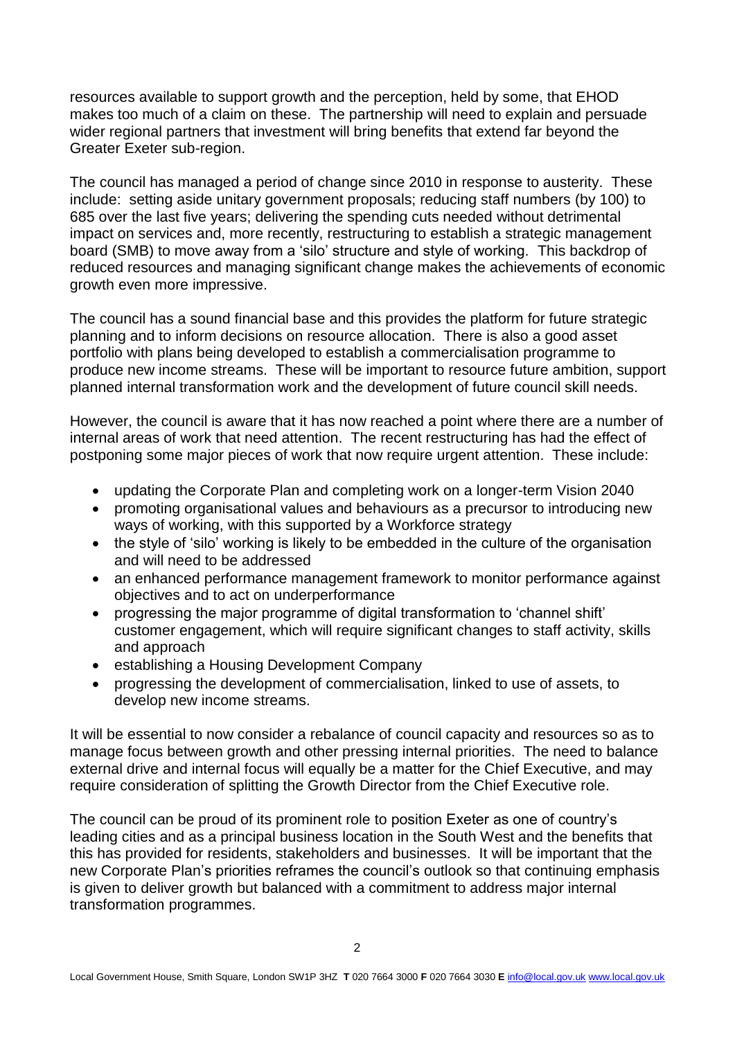resources available to support growth and the perception, held by some, that EHOD makes too much of a claim on these. The partnership will need to explain and persuade wider regional partners that investment will bring benefits that extend far beyond the Greater Exeter sub-region.

The council has managed a period of change since 2010 in response to austerity. These include: setting aside unitary government proposals; reducing staff numbers (by 100) to 685 over the last five years; delivering the spending cuts needed without detrimental impact on services and, more recently, restructuring to establish a strategic management board (SMB) to move away from a 'silo' structure and style of working. This backdrop of reduced resources and managing significant change makes the achievements of economic growth even more impressive.

The council has a sound financial base and this provides the platform for future strategic planning and to inform decisions on resource allocation. There is also a good asset portfolio with plans being developed to establish a commercialisation programme to produce new income streams. These will be important to resource future ambition, support planned internal transformation work and the development of future council skill needs.

However, the council is aware that it has now reached a point where there are a number of internal areas of work that need attention. The recent restructuring has had the effect of postponing some major pieces of work that now require urgent attention. These include:

- updating the Corporate Plan and completing work on a longer-term Vision 2040
- promoting organisational values and behaviours as a precursor to introducing new ways of working, with this supported by a Workforce strategy
- the style of 'silo' working is likely to be embedded in the culture of the organisation and will need to be addressed
- an enhanced performance management framework to monitor performance against objectives and to act on underperformance
- progressing the major programme of digital transformation to 'channel shift' customer engagement, which will require significant changes to staff activity, skills and approach
- establishing a Housing Development Company
- progressing the development of commercialisation, linked to use of assets, to develop new income streams.

It will be essential to now consider a rebalance of council capacity and resources so as to manage focus between growth and other pressing internal priorities. The need to balance external drive and internal focus will equally be a matter for the Chief Executive, and may require consideration of splitting the Growth Director from the Chief Executive role.

The council can be proud of its prominent role to position Exeter as one of country's leading cities and as a principal business location in the South West and the benefits that this has provided for residents, stakeholders and businesses. It will be important that the new Corporate Plan's priorities reframes the council's outlook so that continuing emphasis is given to deliver growth but balanced with a commitment to address major internal transformation programmes.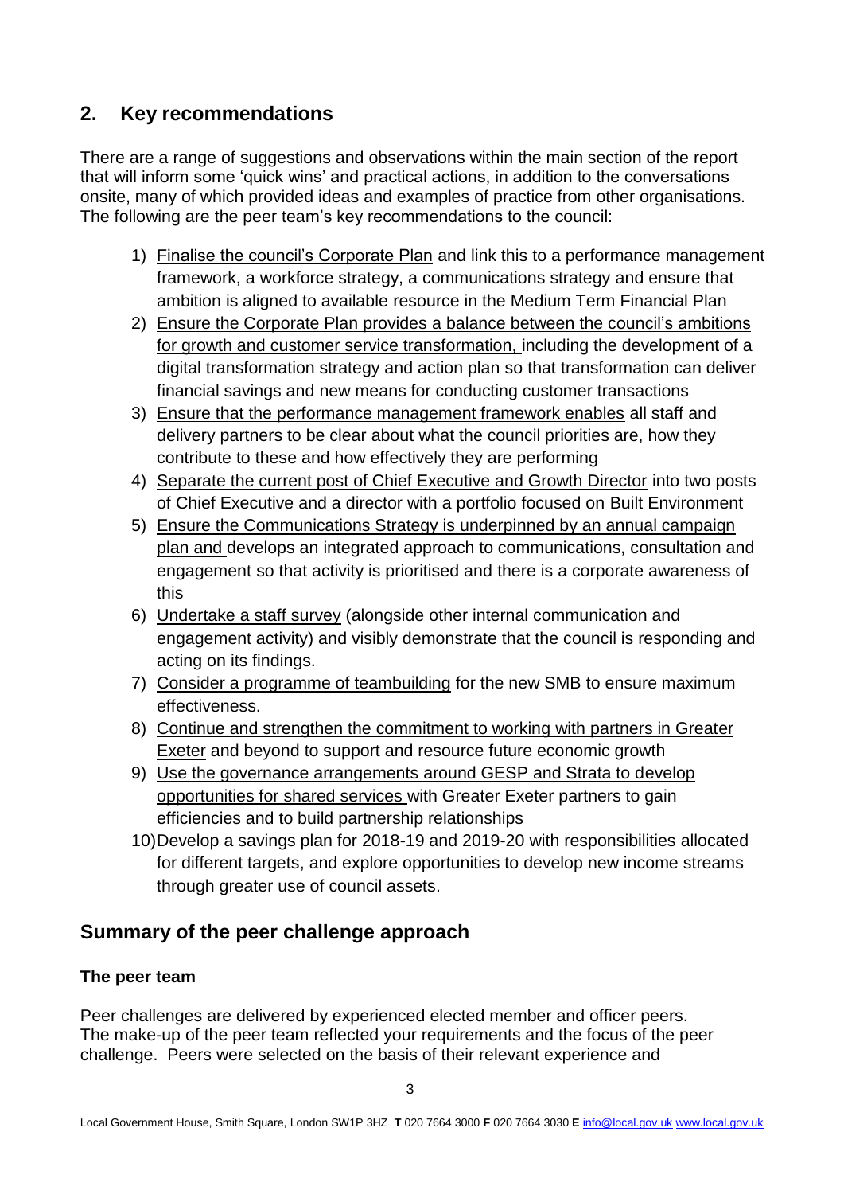## 2. Key recommendations

There are a range of suggestions and observations within the main section of the report that will inform some 'quick wins' and practical actions, in addition to the conversations onsite, many of which provided ideas and examples of practice from other organisations. The following are the peer team's key recommendations to the council:

1) <u>Finalise the council's Corporate Plan</u> and link this to a performance management framework, a workforce strategy, a communications strategy and ensure that ambition is aligned to available resource in the Medium Term Financial Plan
2) <u>Ensure the Corporate Plan provides a balance between the council's ambitions for growth and customer service transformation,</u> including the development of a digital transformation strategy and action plan so that transformation can deliver financial savings and new means for conducting customer transactions
3) <u>Ensure that the performance management framework enables</u> all staff and delivery partners to be clear about what the council priorities are, how they contribute to these and how effectively they are performing
4) <u>Separate the current post of Chief Executive and Growth Director</u> into two posts of Chief Executive and a director with a portfolio focused on Built Environment
5) <u>Ensure the Communications Strategy is underpinned by an annual campaign plan and</u> develops an integrated approach to communications, consultation and engagement so that activity is prioritised and there is a corporate awareness of this
6) <u>Undertake a staff survey</u> (alongside other internal communication and engagement activity) and visibly demonstrate that the council is responding and acting on its findings.
7) <u>Consider a programme of teambuilding</u> for the new SMB to ensure maximum effectiveness.
8) <u>Continue and strengthen the commitment to working with partners in Greater Exeter</u> and beyond to support and resource future economic growth
9) <u>Use the governance arrangements around GESP and Strata to develop opportunities for shared services</u> with Greater Exeter partners to gain efficiencies and to build partnership relationships
10) <u>Develop a savings plan for 2018-19 and 2019-20</u> with responsibilities allocated for different targets, and explore opportunities to develop new income streams through greater use of council assets.

## Summary of the peer challenge approach

### The peer team

Peer challenges are delivered by experienced elected member and officer peers. The make-up of the peer team reflected your requirements and the focus of the peer challenge. Peers were selected on the basis of their relevant experience and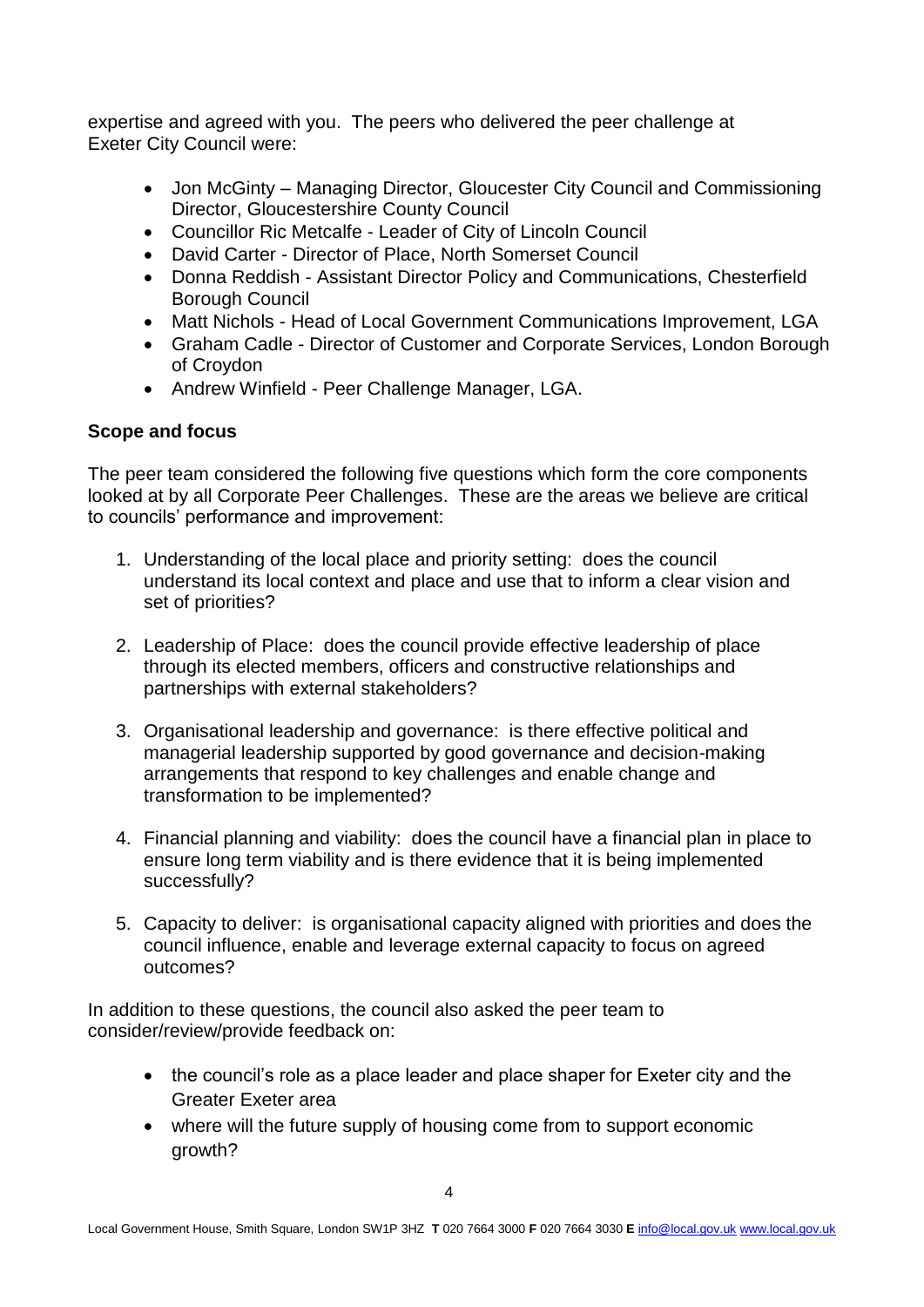expertise and agreed with you. The peers who delivered the peer challenge at Exeter City Council were:

- Jon McGinty – Managing Director, Gloucester City Council and Commissioning Director, Gloucestershire County Council
- Councillor Ric Metcalfe - Leader of City of Lincoln Council
- David Carter - Director of Place, North Somerset Council
- Donna Reddish - Assistant Director Policy and Communications, Chesterfield Borough Council
- Matt Nichols - Head of Local Government Communications Improvement, LGA
- Graham Cadle - Director of Customer and Corporate Services, London Borough of Croydon
- Andrew Winfield - Peer Challenge Manager, LGA.

**Scope and focus**

The peer team considered the following five questions which form the core components looked at by all Corporate Peer Challenges. These are the areas we believe are critical to councils' performance and improvement:

1. Understanding of the local place and priority setting: does the council understand its local context and place and use that to inform a clear vision and set of priorities?

2. Leadership of Place: does the council provide effective leadership of place through its elected members, officers and constructive relationships and partnerships with external stakeholders?

3. Organisational leadership and governance: is there effective political and managerial leadership supported by good governance and decision-making arrangements that respond to key challenges and enable change and transformation to be implemented?

4. Financial planning and viability: does the council have a financial plan in place to ensure long term viability and is there evidence that it is being implemented successfully?

5. Capacity to deliver: is organisational capacity aligned with priorities and does the council influence, enable and leverage external capacity to focus on agreed outcomes?

In addition to these questions, the council also asked the peer team to consider/review/provide feedback on:

- the council's role as a place leader and place shaper for Exeter city and the Greater Exeter area
- where will the future supply of housing come from to support economic growth?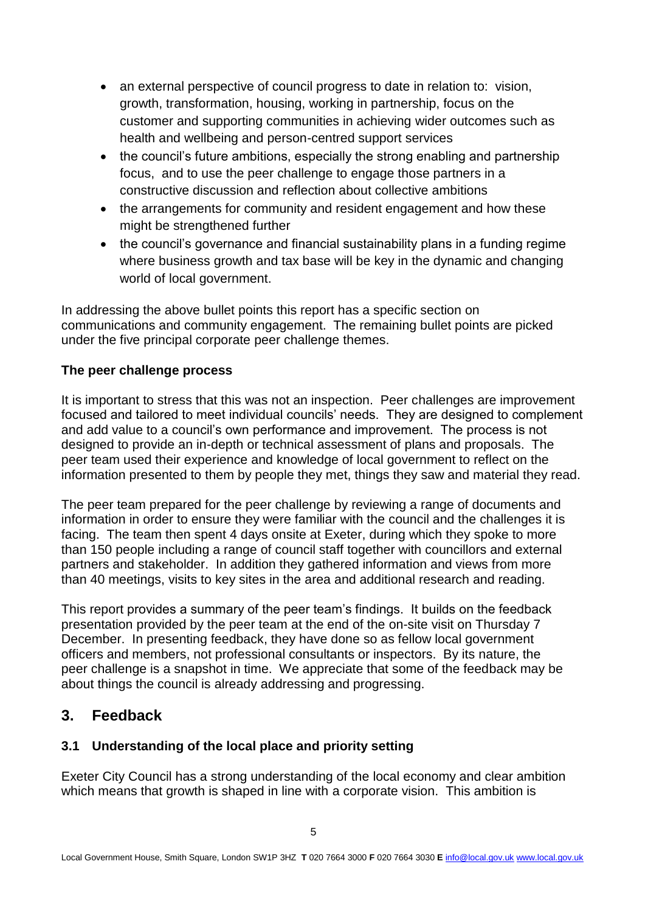- an external perspective of council progress to date in relation to: vision, growth, transformation, housing, working in partnership, focus on the customer and supporting communities in achieving wider outcomes such as health and wellbeing and person-centred support services
- the council's future ambitions, especially the strong enabling and partnership focus, and to use the peer challenge to engage those partners in a constructive discussion and reflection about collective ambitions
- the arrangements for community and resident engagement and how these might be strengthened further
- the council's governance and financial sustainability plans in a funding regime where business growth and tax base will be key in the dynamic and changing world of local government.

In addressing the above bullet points this report has a specific section on communications and community engagement. The remaining bullet points are picked under the five principal corporate peer challenge themes.

**The peer challenge process**

It is important to stress that this was not an inspection. Peer challenges are improvement focused and tailored to meet individual councils' needs. They are designed to complement and add value to a council's own performance and improvement. The process is not designed to provide an in-depth or technical assessment of plans and proposals. The peer team used their experience and knowledge of local government to reflect on the information presented to them by people they met, things they saw and material they read.

The peer team prepared for the peer challenge by reviewing a range of documents and information in order to ensure they were familiar with the council and the challenges it is facing. The team then spent 4 days onsite at Exeter, during which they spoke to more than 150 people including a range of council staff together with councillors and external partners and stakeholder. In addition they gathered information and views from more than 40 meetings, visits to key sites in the area and additional research and reading.

This report provides a summary of the peer team's findings. It builds on the feedback presentation provided by the peer team at the end of the on-site visit on Thursday 7 December. In presenting feedback, they have done so as fellow local government officers and members, not professional consultants or inspectors. By its nature, the peer challenge is a snapshot in time. We appreciate that some of the feedback may be about things the council is already addressing and progressing.

## 3. Feedback

### 3.1 Understanding of the local place and priority setting

Exeter City Council has a strong understanding of the local economy and clear ambition which means that growth is shaped in line with a corporate vision. This ambition is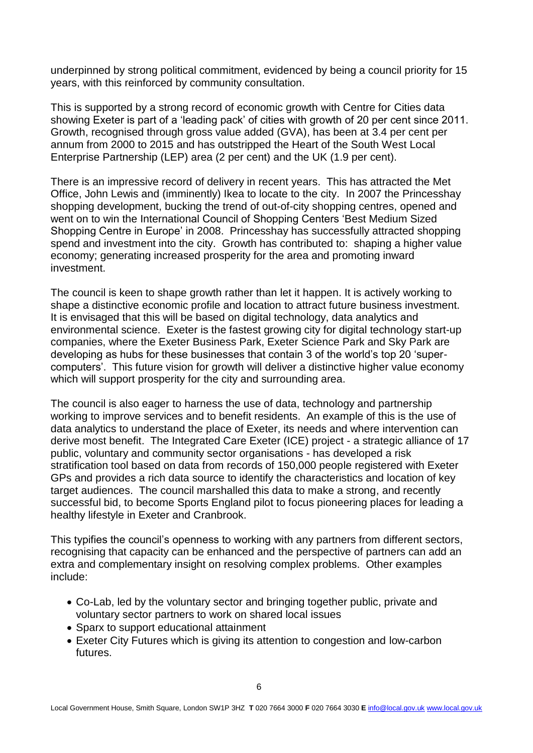underpinned by strong political commitment, evidenced by being a council priority for 15 years, with this reinforced by community consultation.

This is supported by a strong record of economic growth with Centre for Cities data showing Exeter is part of a 'leading pack' of cities with growth of 20 per cent since 2011. Growth, recognised through gross value added (GVA), has been at 3.4 per cent per annum from 2000 to 2015 and has outstripped the Heart of the South West Local Enterprise Partnership (LEP) area (2 per cent) and the UK (1.9 per cent).

There is an impressive record of delivery in recent years. This has attracted the Met Office, John Lewis and (imminently) Ikea to locate to the city. In 2007 the Princesshay shopping development, bucking the trend of out-of-city shopping centres, opened and went on to win the International Council of Shopping Centers 'Best Medium Sized Shopping Centre in Europe' in 2008. Princesshay has successfully attracted shopping spend and investment into the city. Growth has contributed to: shaping a higher value economy; generating increased prosperity for the area and promoting inward investment.

The council is keen to shape growth rather than let it happen. It is actively working to shape a distinctive economic profile and location to attract future business investment. It is envisaged that this will be based on digital technology, data analytics and environmental science. Exeter is the fastest growing city for digital technology start-up companies, where the Exeter Business Park, Exeter Science Park and Sky Park are developing as hubs for these businesses that contain 3 of the world's top 20 'super-computers'. This future vision for growth will deliver a distinctive higher value economy which will support prosperity for the city and surrounding area.

The council is also eager to harness the use of data, technology and partnership working to improve services and to benefit residents. An example of this is the use of data analytics to understand the place of Exeter, its needs and where intervention can derive most benefit. The Integrated Care Exeter (ICE) project - a strategic alliance of 17 public, voluntary and community sector organisations - has developed a risk stratification tool based on data from records of 150,000 people registered with Exeter GPs and provides a rich data source to identify the characteristics and location of key target audiences. The council marshalled this data to make a strong, and recently successful bid, to become Sports England pilot to focus pioneering places for leading a healthy lifestyle in Exeter and Cranbrook.

This typifies the council's openness to working with any partners from different sectors, recognising that capacity can be enhanced and the perspective of partners can add an extra and complementary insight on resolving complex problems. Other examples include:

- Co-Lab, led by the voluntary sector and bringing together public, private and voluntary sector partners to work on shared local issues
- Sparx to support educational attainment
- Exeter City Futures which is giving its attention to congestion and low-carbon futures.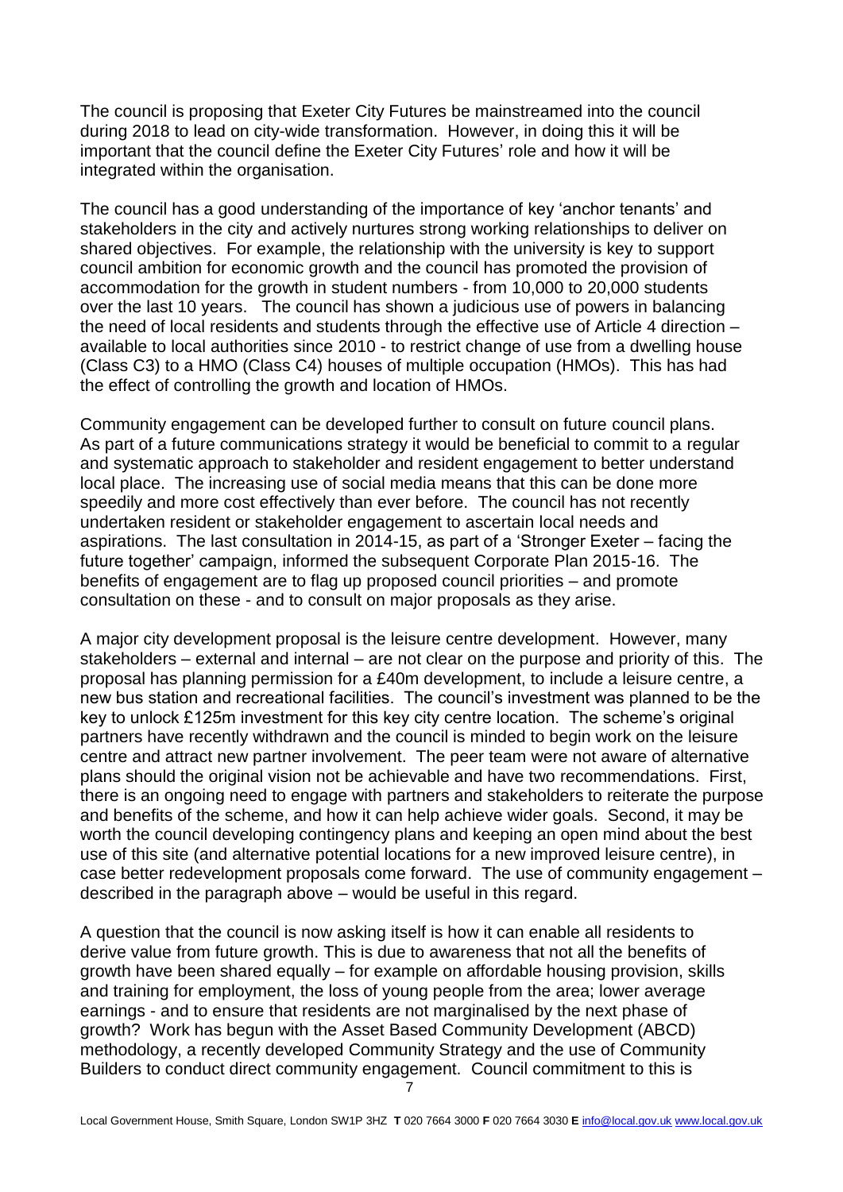The council is proposing that Exeter City Futures be mainstreamed into the council during 2018 to lead on city-wide transformation. However, in doing this it will be important that the council define the Exeter City Futures' role and how it will be integrated within the organisation.

The council has a good understanding of the importance of key 'anchor tenants' and stakeholders in the city and actively nurtures strong working relationships to deliver on shared objectives. For example, the relationship with the university is key to support council ambition for economic growth and the council has promoted the provision of accommodation for the growth in student numbers - from 10,000 to 20,000 students over the last 10 years. The council has shown a judicious use of powers in balancing the need of local residents and students through the effective use of Article 4 direction – available to local authorities since 2010 - to restrict change of use from a dwelling house (Class C3) to a HMO (Class C4) houses of multiple occupation (HMOs). This has had the effect of controlling the growth and location of HMOs.

Community engagement can be developed further to consult on future council plans. As part of a future communications strategy it would be beneficial to commit to a regular and systematic approach to stakeholder and resident engagement to better understand local place. The increasing use of social media means that this can be done more speedily and more cost effectively than ever before. The council has not recently undertaken resident or stakeholder engagement to ascertain local needs and aspirations. The last consultation in 2014-15, as part of a 'Stronger Exeter – facing the future together' campaign, informed the subsequent Corporate Plan 2015-16. The benefits of engagement are to flag up proposed council priorities – and promote consultation on these - and to consult on major proposals as they arise.

A major city development proposal is the leisure centre development. However, many stakeholders – external and internal – are not clear on the purpose and priority of this. The proposal has planning permission for a £40m development, to include a leisure centre, a new bus station and recreational facilities. The council's investment was planned to be the key to unlock £125m investment for this key city centre location. The scheme's original partners have recently withdrawn and the council is minded to begin work on the leisure centre and attract new partner involvement. The peer team were not aware of alternative plans should the original vision not be achievable and have two recommendations. First, there is an ongoing need to engage with partners and stakeholders to reiterate the purpose and benefits of the scheme, and how it can help achieve wider goals. Second, it may be worth the council developing contingency plans and keeping an open mind about the best use of this site (and alternative potential locations for a new improved leisure centre), in case better redevelopment proposals come forward. The use of community engagement – described in the paragraph above – would be useful in this regard.

A question that the council is now asking itself is how it can enable all residents to derive value from future growth. This is due to awareness that not all the benefits of growth have been shared equally – for example on affordable housing provision, skills and training for employment, the loss of young people from the area; lower average earnings - and to ensure that residents are not marginalised by the next phase of growth? Work has begun with the Asset Based Community Development (ABCD) methodology, a recently developed Community Strategy and the use of Community Builders to conduct direct community engagement. Council commitment to this is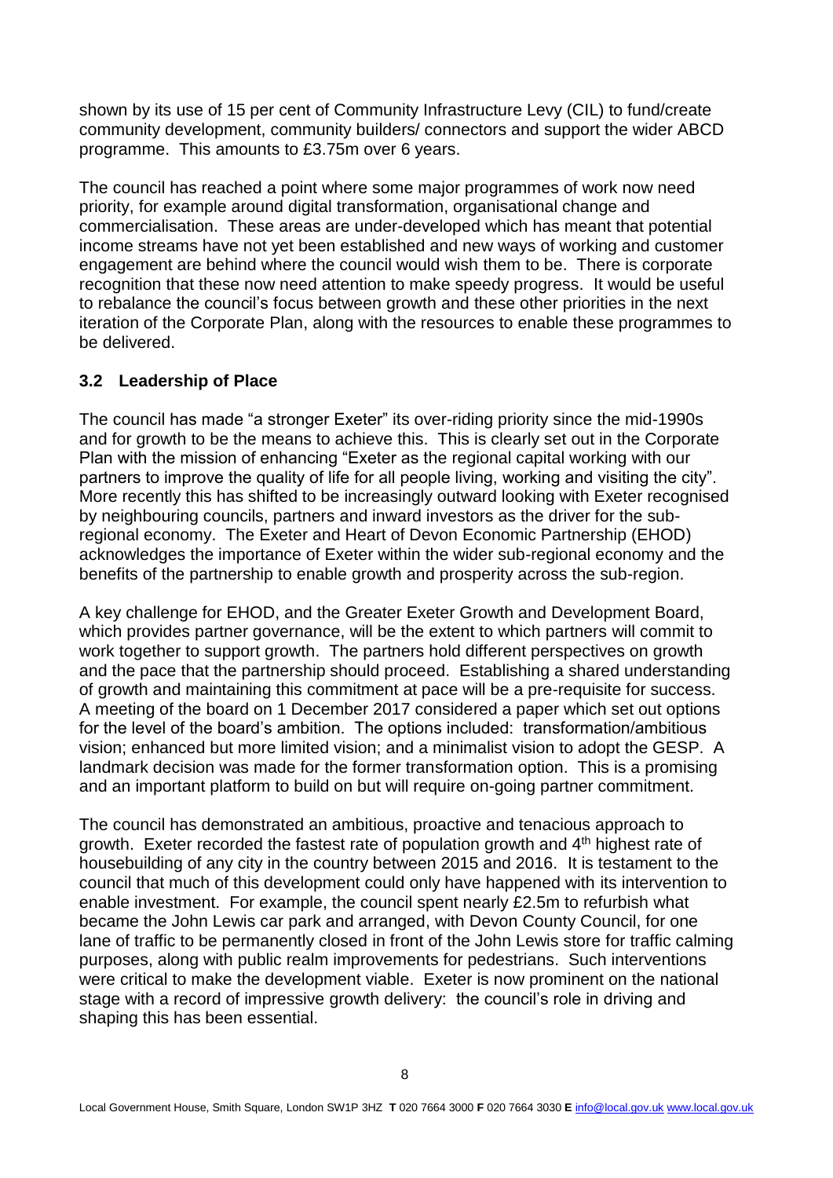shown by its use of 15 per cent of Community Infrastructure Levy (CIL) to fund/create community development, community builders/ connectors and support the wider ABCD programme. This amounts to £3.75m over 6 years.

The council has reached a point where some major programmes of work now need priority, for example around digital transformation, organisational change and commercialisation. These areas are under-developed which has meant that potential income streams have not yet been established and new ways of working and customer engagement are behind where the council would wish them to be. There is corporate recognition that these now need attention to make speedy progress. It would be useful to rebalance the council's focus between growth and these other priorities in the next iteration of the Corporate Plan, along with the resources to enable these programmes to be delivered.

### 3.2 Leadership of Place

The council has made "a stronger Exeter" its over-riding priority since the mid-1990s and for growth to be the means to achieve this. This is clearly set out in the Corporate Plan with the mission of enhancing "Exeter as the regional capital working with our partners to improve the quality of life for all people living, working and visiting the city". More recently this has shifted to be increasingly outward looking with Exeter recognised by neighbouring councils, partners and inward investors as the driver for the sub-regional economy. The Exeter and Heart of Devon Economic Partnership (EHOD) acknowledges the importance of Exeter within the wider sub-regional economy and the benefits of the partnership to enable growth and prosperity across the sub-region.

A key challenge for EHOD, and the Greater Exeter Growth and Development Board, which provides partner governance, will be the extent to which partners will commit to work together to support growth. The partners hold different perspectives on growth and the pace that the partnership should proceed. Establishing a shared understanding of growth and maintaining this commitment at pace will be a pre-requisite for success. A meeting of the board on 1 December 2017 considered a paper which set out options for the level of the board's ambition. The options included: transformation/ambitious vision; enhanced but more limited vision; and a minimalist vision to adopt the GESP. A landmark decision was made for the former transformation option. This is a promising and an important platform to build on but will require on-going partner commitment.

The council has demonstrated an ambitious, proactive and tenacious approach to growth. Exeter recorded the fastest rate of population growth and 4th highest rate of housebuilding of any city in the country between 2015 and 2016. It is testament to the council that much of this development could only have happened with its intervention to enable investment. For example, the council spent nearly £2.5m to refurbish what became the John Lewis car park and arranged, with Devon County Council, for one lane of traffic to be permanently closed in front of the John Lewis store for traffic calming purposes, along with public realm improvements for pedestrians. Such interventions were critical to make the development viable. Exeter is now prominent on the national stage with a record of impressive growth delivery: the council's role in driving and shaping this has been essential.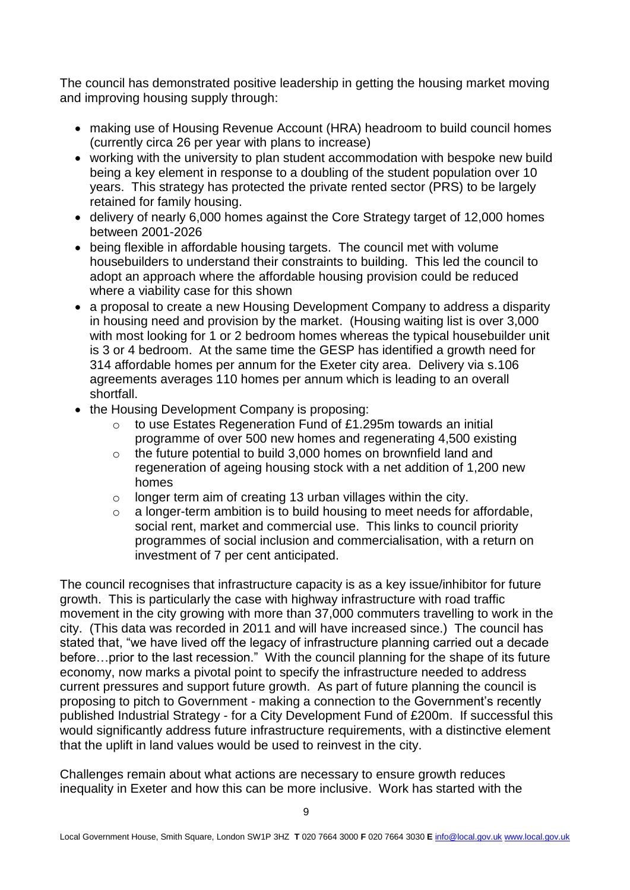The council has demonstrated positive leadership in getting the housing market moving and improving housing supply through:

- making use of Housing Revenue Account (HRA) headroom to build council homes (currently circa 26 per year with plans to increase)
- working with the university to plan student accommodation with bespoke new build being a key element in response to a doubling of the student population over 10 years. This strategy has protected the private rented sector (PRS) to be largely retained for family housing.
- delivery of nearly 6,000 homes against the Core Strategy target of 12,000 homes between 2001-2026
- being flexible in affordable housing targets. The council met with volume housebuilders to understand their constraints to building. This led the council to adopt an approach where the affordable housing provision could be reduced where a viability case for this shown
- a proposal to create a new Housing Development Company to address a disparity in housing need and provision by the market. (Housing waiting list is over 3,000 with most looking for 1 or 2 bedroom homes whereas the typical housebuilder unit is 3 or 4 bedroom. At the same time the GESP has identified a growth need for 314 affordable homes per annum for the Exeter city area. Delivery via s.106 agreements averages 110 homes per annum which is leading to an overall shortfall.
- the Housing Development Company is proposing:
    - to use Estates Regeneration Fund of £1.295m towards an initial programme of over 500 new homes and regenerating 4,500 existing
    - the future potential to build 3,000 homes on brownfield land and regeneration of ageing housing stock with a net addition of 1,200 new homes
    - longer term aim of creating 13 urban villages within the city.
    - a longer-term ambition is to build housing to meet needs for affordable, social rent, market and commercial use. This links to council priority programmes of social inclusion and commercialisation, with a return on investment of 7 per cent anticipated.

The council recognises that infrastructure capacity is as a key issue/inhibitor for future growth. This is particularly the case with highway infrastructure with road traffic movement in the city growing with more than 37,000 commuters travelling to work in the city. (This data was recorded in 2011 and will have increased since.) The council has stated that, "we have lived off the legacy of infrastructure planning carried out a decade before…prior to the last recession." With the council planning for the shape of its future economy, now marks a pivotal point to specify the infrastructure needed to address current pressures and support future growth. As part of future planning the council is proposing to pitch to Government - making a connection to the Government's recently published Industrial Strategy - for a City Development Fund of £200m. If successful this would significantly address future infrastructure requirements, with a distinctive element that the uplift in land values would be used to reinvest in the city.

Challenges remain about what actions are necessary to ensure growth reduces inequality in Exeter and how this can be more inclusive. Work has started with the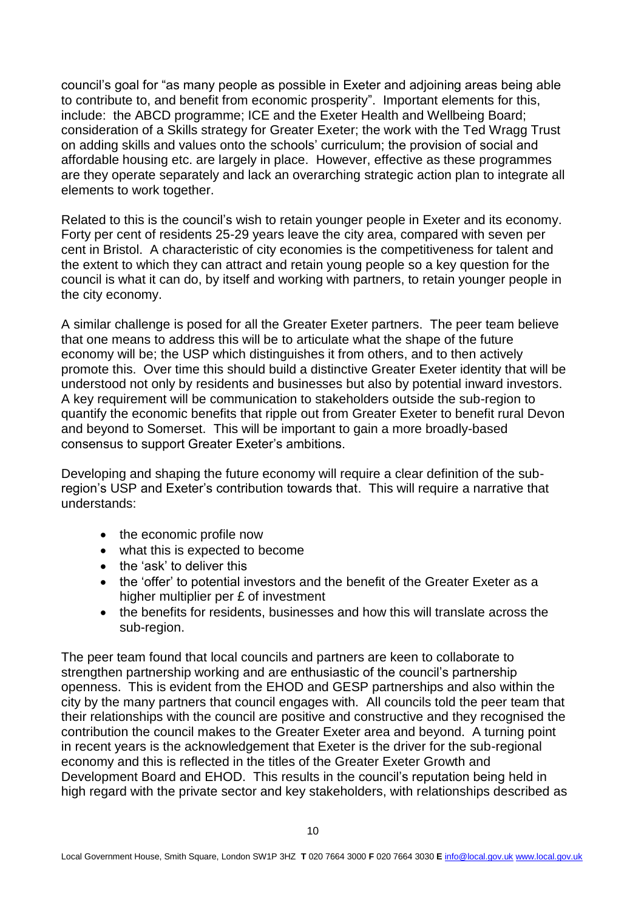council's goal for "as many people as possible in Exeter and adjoining areas being able to contribute to, and benefit from economic prosperity". Important elements for this, include: the ABCD programme; ICE and the Exeter Health and Wellbeing Board; consideration of a Skills strategy for Greater Exeter; the work with the Ted Wragg Trust on adding skills and values onto the schools' curriculum; the provision of social and affordable housing etc. are largely in place. However, effective as these programmes are they operate separately and lack an overarching strategic action plan to integrate all elements to work together.

Related to this is the council's wish to retain younger people in Exeter and its economy. Forty per cent of residents 25-29 years leave the city area, compared with seven per cent in Bristol. A characteristic of city economies is the competitiveness for talent and the extent to which they can attract and retain young people so a key question for the council is what it can do, by itself and working with partners, to retain younger people in the city economy.

A similar challenge is posed for all the Greater Exeter partners. The peer team believe that one means to address this will be to articulate what the shape of the future economy will be; the USP which distinguishes it from others, and to then actively promote this. Over time this should build a distinctive Greater Exeter identity that will be understood not only by residents and businesses but also by potential inward investors. A key requirement will be communication to stakeholders outside the sub-region to quantify the economic benefits that ripple out from Greater Exeter to benefit rural Devon and beyond to Somerset. This will be important to gain a more broadly-based consensus to support Greater Exeter's ambitions.

Developing and shaping the future economy will require a clear definition of the sub-region's USP and Exeter's contribution towards that. This will require a narrative that understands:

- the economic profile now
- what this is expected to become
- the 'ask' to deliver this
- the 'offer' to potential investors and the benefit of the Greater Exeter as a higher multiplier per £ of investment
- the benefits for residents, businesses and how this will translate across the sub-region.

The peer team found that local councils and partners are keen to collaborate to strengthen partnership working and are enthusiastic of the council's partnership openness. This is evident from the EHOD and GESP partnerships and also within the city by the many partners that council engages with. All councils told the peer team that their relationships with the council are positive and constructive and they recognised the contribution the council makes to the Greater Exeter area and beyond. A turning point in recent years is the acknowledgement that Exeter is the driver for the sub-regional economy and this is reflected in the titles of the Greater Exeter Growth and Development Board and EHOD. This results in the council's reputation being held in high regard with the private sector and key stakeholders, with relationships described as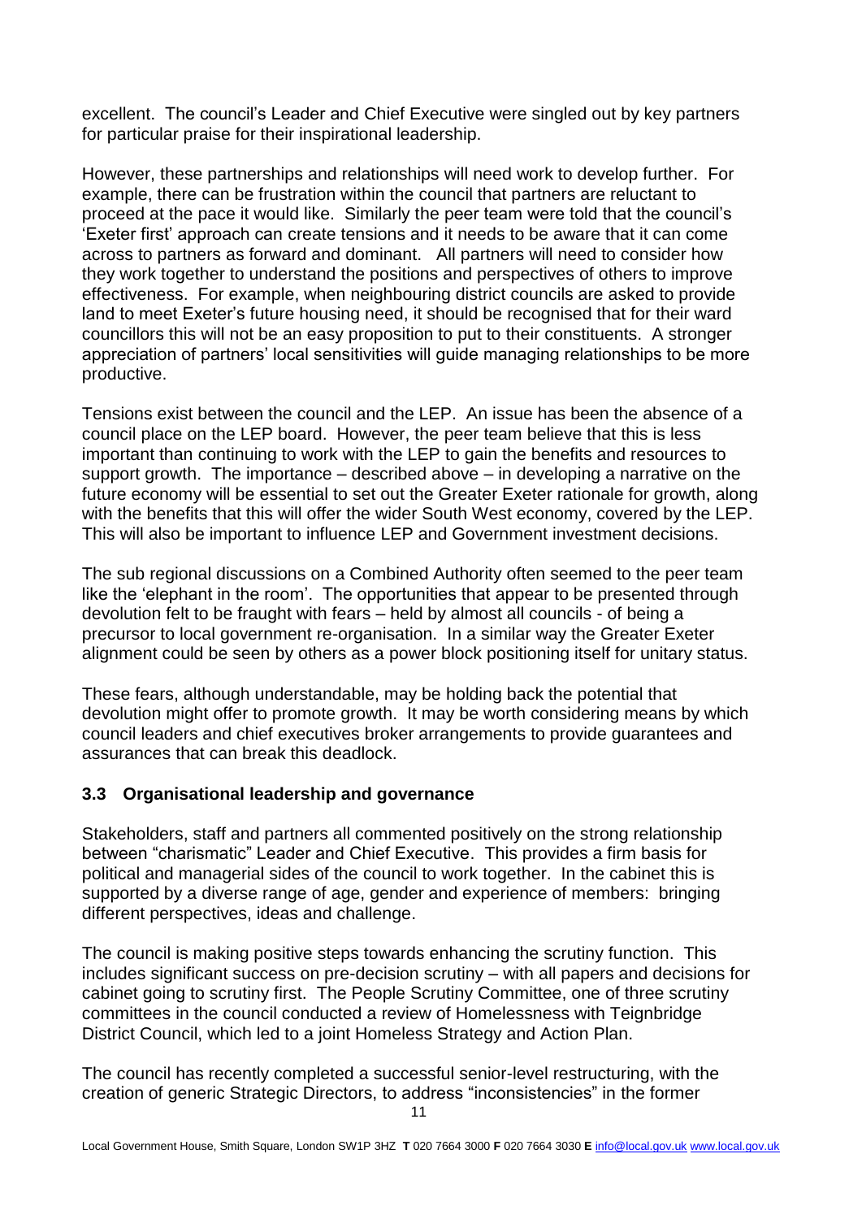excellent. The council's Leader and Chief Executive were singled out by key partners for particular praise for their inspirational leadership.

However, these partnerships and relationships will need work to develop further. For example, there can be frustration within the council that partners are reluctant to proceed at the pace it would like. Similarly the peer team were told that the council's 'Exeter first' approach can create tensions and it needs to be aware that it can come across to partners as forward and dominant. All partners will need to consider how they work together to understand the positions and perspectives of others to improve effectiveness. For example, when neighbouring district councils are asked to provide land to meet Exeter's future housing need, it should be recognised that for their ward councillors this will not be an easy proposition to put to their constituents. A stronger appreciation of partners' local sensitivities will guide managing relationships to be more productive.

Tensions exist between the council and the LEP. An issue has been the absence of a council place on the LEP board. However, the peer team believe that this is less important than continuing to work with the LEP to gain the benefits and resources to support growth. The importance – described above – in developing a narrative on the future economy will be essential to set out the Greater Exeter rationale for growth, along with the benefits that this will offer the wider South West economy, covered by the LEP. This will also be important to influence LEP and Government investment decisions.

The sub regional discussions on a Combined Authority often seemed to the peer team like the 'elephant in the room'. The opportunities that appear to be presented through devolution felt to be fraught with fears – held by almost all councils - of being a precursor to local government re-organisation. In a similar way the Greater Exeter alignment could be seen by others as a power block positioning itself for unitary status.

These fears, although understandable, may be holding back the potential that devolution might offer to promote growth. It may be worth considering means by which council leaders and chief executives broker arrangements to provide guarantees and assurances that can break this deadlock.

### 3.3 Organisational leadership and governance

Stakeholders, staff and partners all commented positively on the strong relationship between "charismatic" Leader and Chief Executive. This provides a firm basis for political and managerial sides of the council to work together. In the cabinet this is supported by a diverse range of age, gender and experience of members: bringing different perspectives, ideas and challenge.

The council is making positive steps towards enhancing the scrutiny function. This includes significant success on pre-decision scrutiny – with all papers and decisions for cabinet going to scrutiny first. The People Scrutiny Committee, one of three scrutiny committees in the council conducted a review of Homelessness with Teignbridge District Council, which led to a joint Homeless Strategy and Action Plan.

The council has recently completed a successful senior-level restructuring, with the creation of generic Strategic Directors, to address "inconsistencies" in the former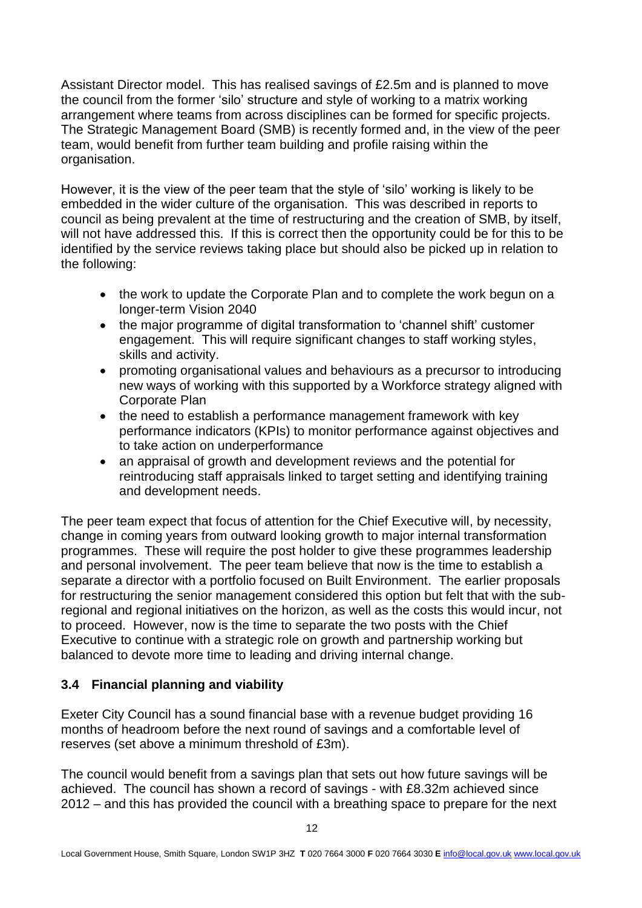Assistant Director model. This has realised savings of £2.5m and is planned to move the council from the former 'silo' structure and style of working to a matrix working arrangement where teams from across disciplines can be formed for specific projects. The Strategic Management Board (SMB) is recently formed and, in the view of the peer team, would benefit from further team building and profile raising within the organisation.

However, it is the view of the peer team that the style of 'silo' working is likely to be embedded in the wider culture of the organisation. This was described in reports to council as being prevalent at the time of restructuring and the creation of SMB, by itself, will not have addressed this. If this is correct then the opportunity could be for this to be identified by the service reviews taking place but should also be picked up in relation to the following:

- the work to update the Corporate Plan and to complete the work begun on a longer-term Vision 2040
- the major programme of digital transformation to 'channel shift' customer engagement. This will require significant changes to staff working styles, skills and activity.
- promoting organisational values and behaviours as a precursor to introducing new ways of working with this supported by a Workforce strategy aligned with Corporate Plan
- the need to establish a performance management framework with key performance indicators (KPIs) to monitor performance against objectives and to take action on underperformance
- an appraisal of growth and development reviews and the potential for reintroducing staff appraisals linked to target setting and identifying training and development needs.

The peer team expect that focus of attention for the Chief Executive will, by necessity, change in coming years from outward looking growth to major internal transformation programmes. These will require the post holder to give these programmes leadership and personal involvement. The peer team believe that now is the time to establish a separate a director with a portfolio focused on Built Environment. The earlier proposals for restructuring the senior management considered this option but felt that with the sub-regional and regional initiatives on the horizon, as well as the costs this would incur, not to proceed. However, now is the time to separate the two posts with the Chief Executive to continue with a strategic role on growth and partnership working but balanced to devote more time to leading and driving internal change.

### 3.4 Financial planning and viability

Exeter City Council has a sound financial base with a revenue budget providing 16 months of headroom before the next round of savings and a comfortable level of reserves (set above a minimum threshold of £3m).

The council would benefit from a savings plan that sets out how future savings will be achieved. The council has shown a record of savings - with £8.32m achieved since 2012 – and this has provided the council with a breathing space to prepare for the next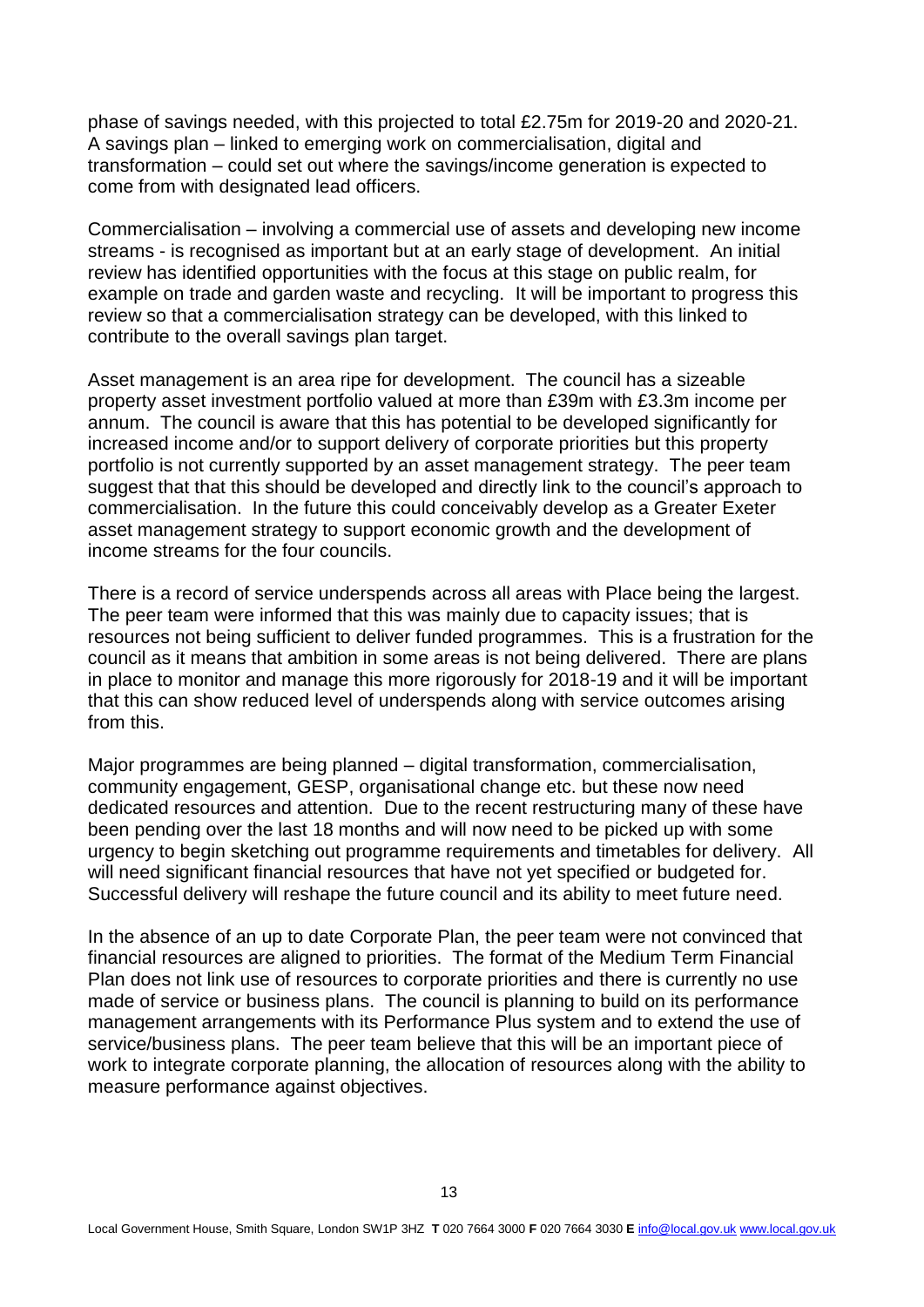phase of savings needed, with this projected to total £2.75m for 2019-20 and 2020-21. A savings plan – linked to emerging work on commercialisation, digital and transformation – could set out where the savings/income generation is expected to come from with designated lead officers.

Commercialisation – involving a commercial use of assets and developing new income streams - is recognised as important but at an early stage of development. An initial review has identified opportunities with the focus at this stage on public realm, for example on trade and garden waste and recycling. It will be important to progress this review so that a commercialisation strategy can be developed, with this linked to contribute to the overall savings plan target.

Asset management is an area ripe for development. The council has a sizeable property asset investment portfolio valued at more than £39m with £3.3m income per annum. The council is aware that this has potential to be developed significantly for increased income and/or to support delivery of corporate priorities but this property portfolio is not currently supported by an asset management strategy. The peer team suggest that that this should be developed and directly link to the council's approach to commercialisation. In the future this could conceivably develop as a Greater Exeter asset management strategy to support economic growth and the development of income streams for the four councils.

There is a record of service underspends across all areas with Place being the largest. The peer team were informed that this was mainly due to capacity issues; that is resources not being sufficient to deliver funded programmes. This is a frustration for the council as it means that ambition in some areas is not being delivered. There are plans in place to monitor and manage this more rigorously for 2018-19 and it will be important that this can show reduced level of underspends along with service outcomes arising from this.

Major programmes are being planned – digital transformation, commercialisation, community engagement, GESP, organisational change etc. but these now need dedicated resources and attention. Due to the recent restructuring many of these have been pending over the last 18 months and will now need to be picked up with some urgency to begin sketching out programme requirements and timetables for delivery. All will need significant financial resources that have not yet specified or budgeted for. Successful delivery will reshape the future council and its ability to meet future need.

In the absence of an up to date Corporate Plan, the peer team were not convinced that financial resources are aligned to priorities. The format of the Medium Term Financial Plan does not link use of resources to corporate priorities and there is currently no use made of service or business plans. The council is planning to build on its performance management arrangements with its Performance Plus system and to extend the use of service/business plans. The peer team believe that this will be an important piece of work to integrate corporate planning, the allocation of resources along with the ability to measure performance against objectives.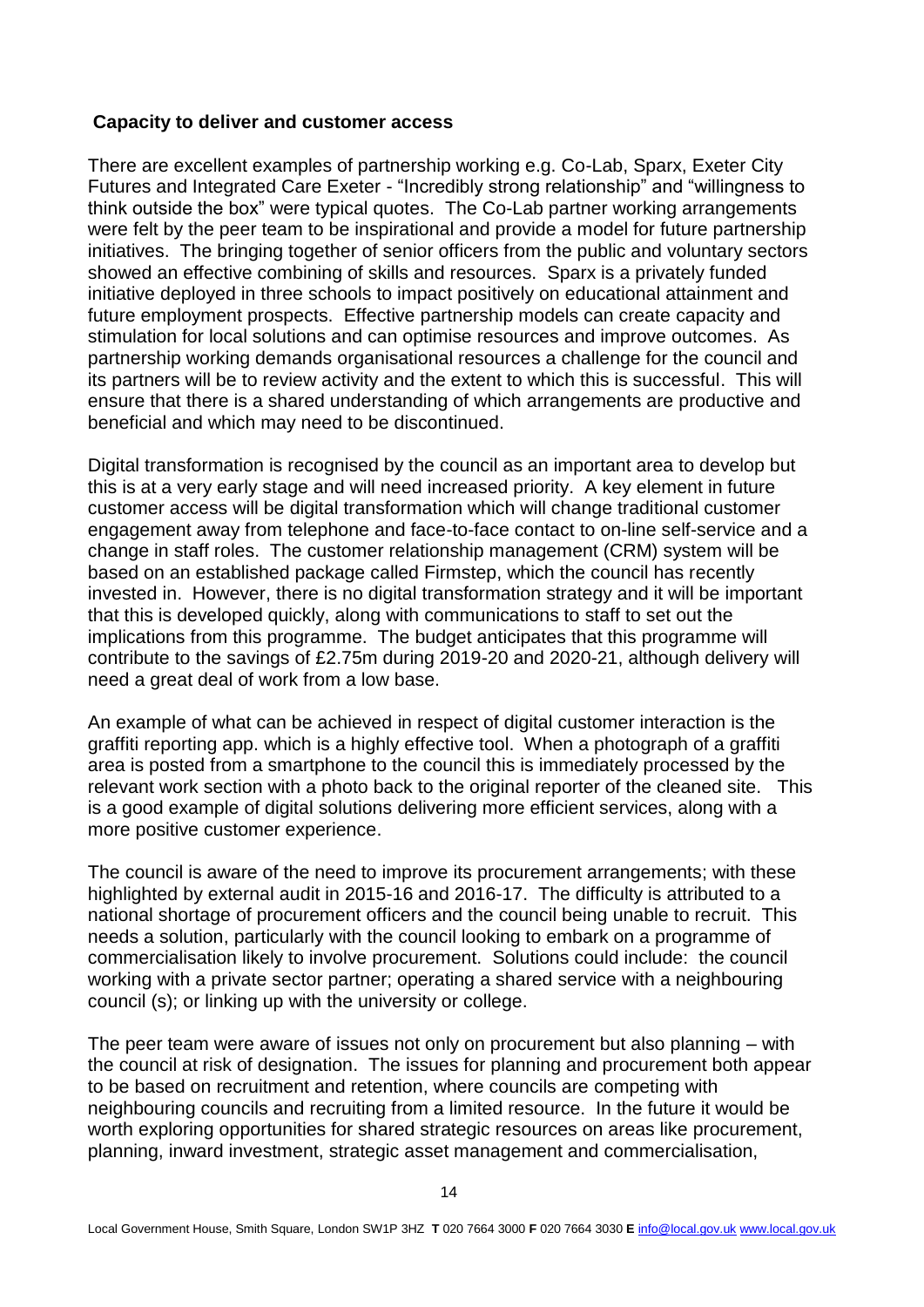**Capacity to deliver and customer access**

There are excellent examples of partnership working e.g. Co-Lab, Sparx, Exeter City Futures and Integrated Care Exeter - "Incredibly strong relationship" and "willingness to think outside the box" were typical quotes. The Co-Lab partner working arrangements were felt by the peer team to be inspirational and provide a model for future partnership initiatives. The bringing together of senior officers from the public and voluntary sectors showed an effective combining of skills and resources. Sparx is a privately funded initiative deployed in three schools to impact positively on educational attainment and future employment prospects. Effective partnership models can create capacity and stimulation for local solutions and can optimise resources and improve outcomes. As partnership working demands organisational resources a challenge for the council and its partners will be to review activity and the extent to which this is successful. This will ensure that there is a shared understanding of which arrangements are productive and beneficial and which may need to be discontinued.

Digital transformation is recognised by the council as an important area to develop but this is at a very early stage and will need increased priority. A key element in future customer access will be digital transformation which will change traditional customer engagement away from telephone and face-to-face contact to on-line self-service and a change in staff roles. The customer relationship management (CRM) system will be based on an established package called Firmstep, which the council has recently invested in. However, there is no digital transformation strategy and it will be important that this is developed quickly, along with communications to staff to set out the implications from this programme. The budget anticipates that this programme will contribute to the savings of £2.75m during 2019-20 and 2020-21, although delivery will need a great deal of work from a low base.

An example of what can be achieved in respect of digital customer interaction is the graffiti reporting app. which is a highly effective tool. When a photograph of a graffiti area is posted from a smartphone to the council this is immediately processed by the relevant work section with a photo back to the original reporter of the cleaned site. This is a good example of digital solutions delivering more efficient services, along with a more positive customer experience.

The council is aware of the need to improve its procurement arrangements; with these highlighted by external audit in 2015-16 and 2016-17. The difficulty is attributed to a national shortage of procurement officers and the council being unable to recruit. This needs a solution, particularly with the council looking to embark on a programme of commercialisation likely to involve procurement. Solutions could include: the council working with a private sector partner; operating a shared service with a neighbouring council (s); or linking up with the university or college.

The peer team were aware of issues not only on procurement but also planning – with the council at risk of designation. The issues for planning and procurement both appear to be based on recruitment and retention, where councils are competing with neighbouring councils and recruiting from a limited resource. In the future it would be worth exploring opportunities for shared strategic resources on areas like procurement, planning, inward investment, strategic asset management and commercialisation,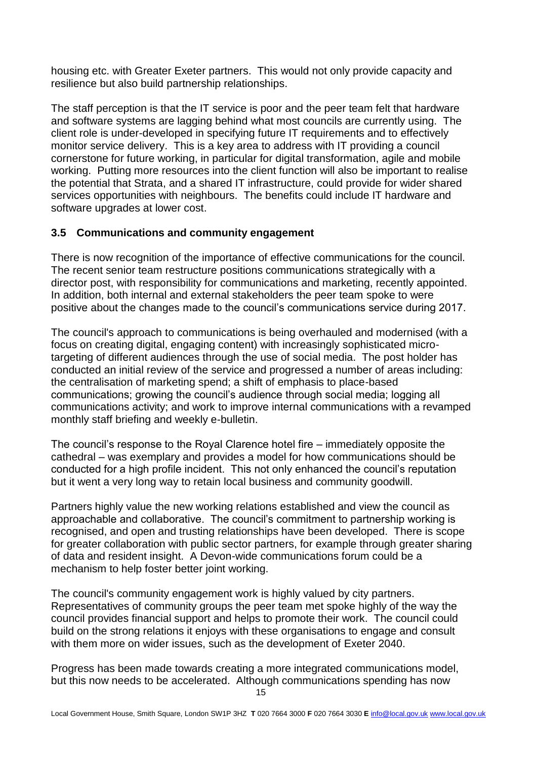housing etc. with Greater Exeter partners. This would not only provide capacity and resilience but also build partnership relationships.

The staff perception is that the IT service is poor and the peer team felt that hardware and software systems are lagging behind what most councils are currently using. The client role is under-developed in specifying future IT requirements and to effectively monitor service delivery. This is a key area to address with IT providing a council cornerstone for future working, in particular for digital transformation, agile and mobile working. Putting more resources into the client function will also be important to realise the potential that Strata, and a shared IT infrastructure, could provide for wider shared services opportunities with neighbours. The benefits could include IT hardware and software upgrades at lower cost.

### 3.5 Communications and community engagement

There is now recognition of the importance of effective communications for the council. The recent senior team restructure positions communications strategically with a director post, with responsibility for communications and marketing, recently appointed. In addition, both internal and external stakeholders the peer team spoke to were positive about the changes made to the council's communications service during 2017.

The council's approach to communications is being overhauled and modernised (with a focus on creating digital, engaging content) with increasingly sophisticated micro-targeting of different audiences through the use of social media. The post holder has conducted an initial review of the service and progressed a number of areas including: the centralisation of marketing spend; a shift of emphasis to place-based communications; growing the council's audience through social media; logging all communications activity; and work to improve internal communications with a revamped monthly staff briefing and weekly e-bulletin.

The council's response to the Royal Clarence hotel fire – immediately opposite the cathedral – was exemplary and provides a model for how communications should be conducted for a high profile incident. This not only enhanced the council's reputation but it went a very long way to retain local business and community goodwill.

Partners highly value the new working relations established and view the council as approachable and collaborative. The council's commitment to partnership working is recognised, and open and trusting relationships have been developed. There is scope for greater collaboration with public sector partners, for example through greater sharing of data and resident insight. A Devon-wide communications forum could be a mechanism to help foster better joint working.

The council's community engagement work is highly valued by city partners. Representatives of community groups the peer team met spoke highly of the way the council provides financial support and helps to promote their work. The council could build on the strong relations it enjoys with these organisations to engage and consult with them more on wider issues, such as the development of Exeter 2040.

Progress has been made towards creating a more integrated communications model, but this now needs to be accelerated. Although communications spending has now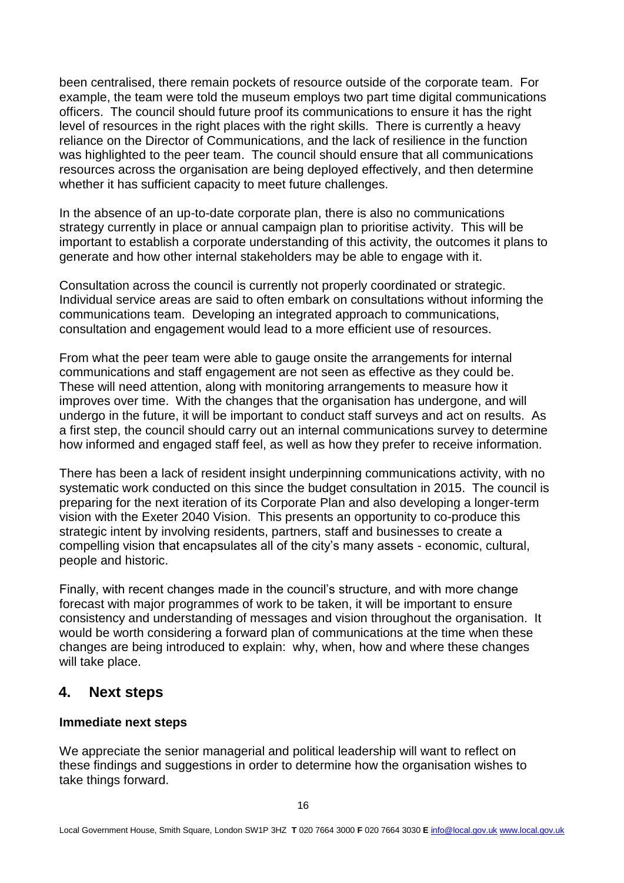been centralised, there remain pockets of resource outside of the corporate team. For example, the team were told the museum employs two part time digital communications officers. The council should future proof its communications to ensure it has the right level of resources in the right places with the right skills. There is currently a heavy reliance on the Director of Communications, and the lack of resilience in the function was highlighted to the peer team. The council should ensure that all communications resources across the organisation are being deployed effectively, and then determine whether it has sufficient capacity to meet future challenges.

In the absence of an up-to-date corporate plan, there is also no communications strategy currently in place or annual campaign plan to prioritise activity. This will be important to establish a corporate understanding of this activity, the outcomes it plans to generate and how other internal stakeholders may be able to engage with it.

Consultation across the council is currently not properly coordinated or strategic. Individual service areas are said to often embark on consultations without informing the communications team. Developing an integrated approach to communications, consultation and engagement would lead to a more efficient use of resources.

From what the peer team were able to gauge onsite the arrangements for internal communications and staff engagement are not seen as effective as they could be. These will need attention, along with monitoring arrangements to measure how it improves over time. With the changes that the organisation has undergone, and will undergo in the future, it will be important to conduct staff surveys and act on results. As a first step, the council should carry out an internal communications survey to determine how informed and engaged staff feel, as well as how they prefer to receive information.

There has been a lack of resident insight underpinning communications activity, with no systematic work conducted on this since the budget consultation in 2015. The council is preparing for the next iteration of its Corporate Plan and also developing a longer-term vision with the Exeter 2040 Vision. This presents an opportunity to co-produce this strategic intent by involving residents, partners, staff and businesses to create a compelling vision that encapsulates all of the city's many assets - economic, cultural, people and historic.

Finally, with recent changes made in the council's structure, and with more change forecast with major programmes of work to be taken, it will be important to ensure consistency and understanding of messages and vision throughout the organisation. It would be worth considering a forward plan of communications at the time when these changes are being introduced to explain: why, when, how and where these changes will take place.

## 4. Next steps

**Immediate next steps**

We appreciate the senior managerial and political leadership will want to reflect on these findings and suggestions in order to determine how the organisation wishes to take things forward.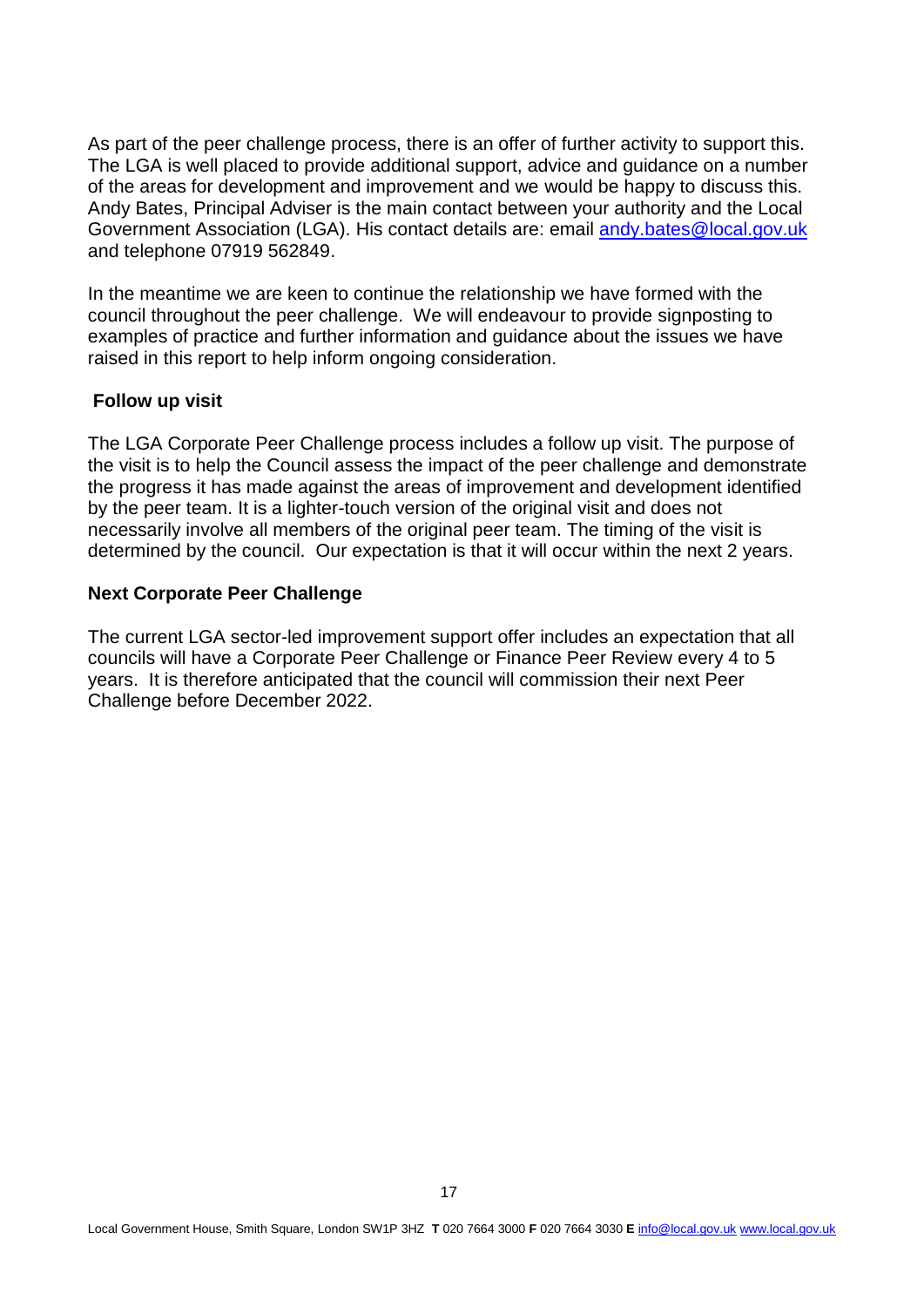As part of the peer challenge process, there is an offer of further activity to support this. The LGA is well placed to provide additional support, advice and guidance on a number of the areas for development and improvement and we would be happy to discuss this. Andy Bates, Principal Adviser is the main contact between your authority and the Local Government Association (LGA). His contact details are: email [andy.bates@local.gov.uk](mailto:andy.bates@local.gov.uk) and telephone 07919 562849.

In the meantime we are keen to continue the relationship we have formed with the council throughout the peer challenge. We will endeavour to provide signposting to examples of practice and further information and guidance about the issues we have raised in this report to help inform ongoing consideration.

**Follow up visit**

The LGA Corporate Peer Challenge process includes a follow up visit. The purpose of the visit is to help the Council assess the impact of the peer challenge and demonstrate the progress it has made against the areas of improvement and development identified by the peer team. It is a lighter-touch version of the original visit and does not necessarily involve all members of the original peer team. The timing of the visit is determined by the council. Our expectation is that it will occur within the next 2 years.

**Next Corporate Peer Challenge**

The current LGA sector-led improvement support offer includes an expectation that all councils will have a Corporate Peer Challenge or Finance Peer Review every 4 to 5 years. It is therefore anticipated that the council will commission their next Peer Challenge before December 2022.